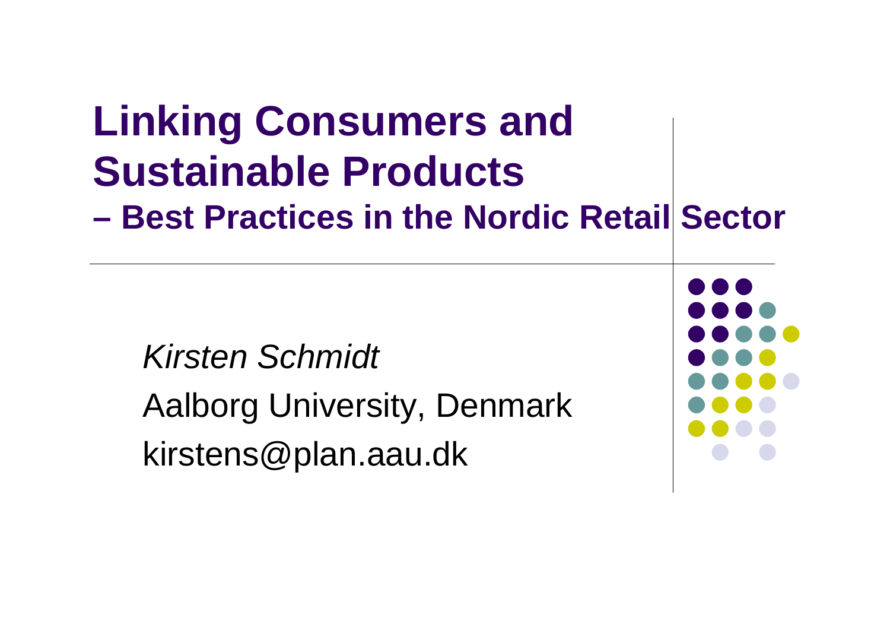# Linking Consumers and Sustainable Products

## – Best Practices in the Nordic Retail Sector

*Kirsten Schmidt*

Aalborg University, Denmark

kirstens@plan.aau.dk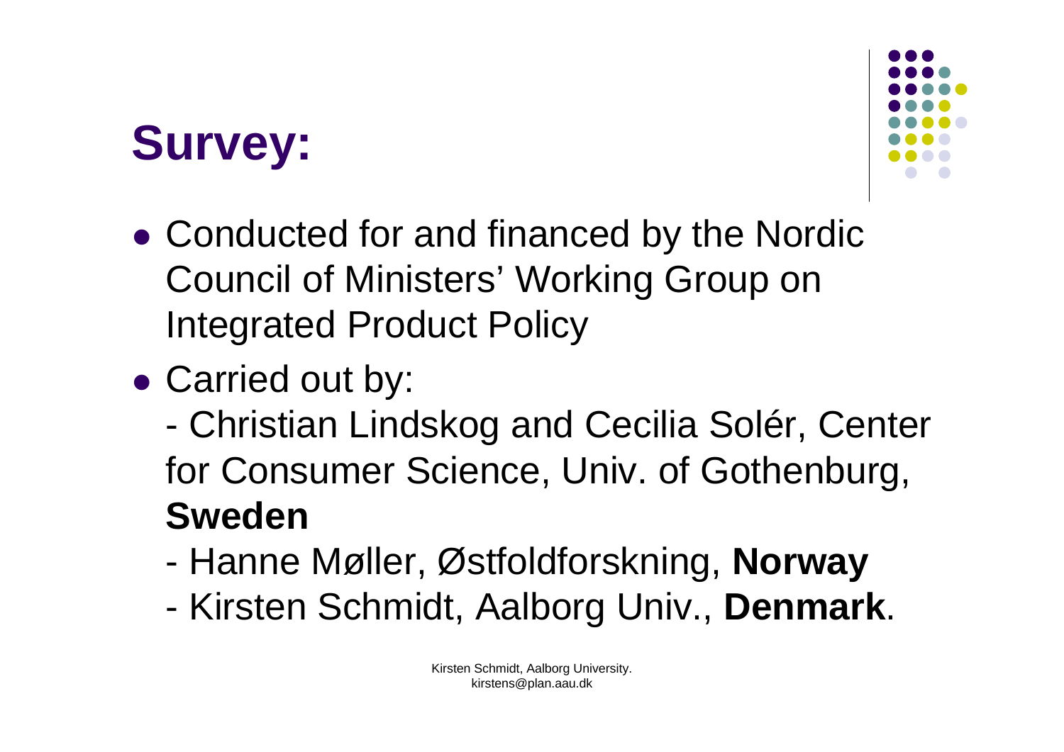# Survey:

- Conducted for and financed by the Nordic Council of Ministers' Working Group on Integrated Product Policy
- Carried out by:
  - Christian Lindskog and Cecilia Solér, Center for Consumer Science, Univ. of Gothenburg, **Sweden**
  - Hanne Møller, Østfoldforskning, **Norway**
  - Kirsten Schmidt, Aalborg Univ., **Denmark**.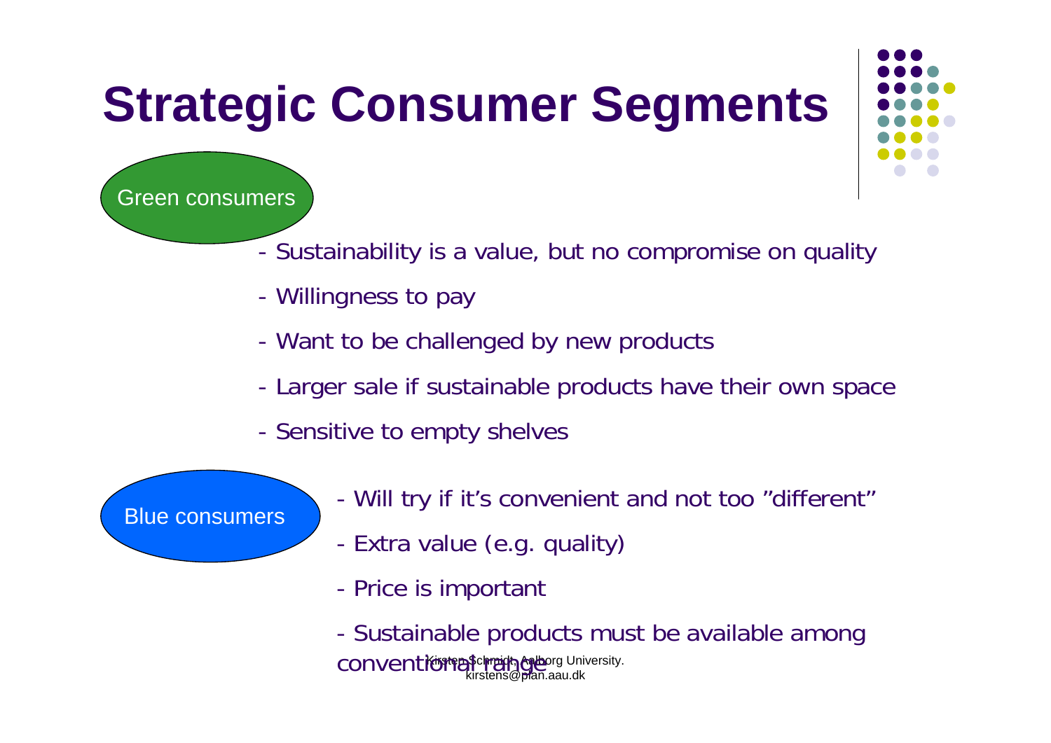# Strategic Consumer Segments

Green consumers

- Sustainability is a value, but no compromise on quality
- Willingness to pay
- Want to be challenged by new products
- Larger sale if sustainable products have their own space
- Sensitive to empty shelves

Blue consumers

- Will try if it's convenient and not too "different"
- Extra value (e.g. quality)
- Price is important
- Sustainable products must be available among conventional range

Kirsten Schmidt, Aalborg University. kirstens@plan.aau.dk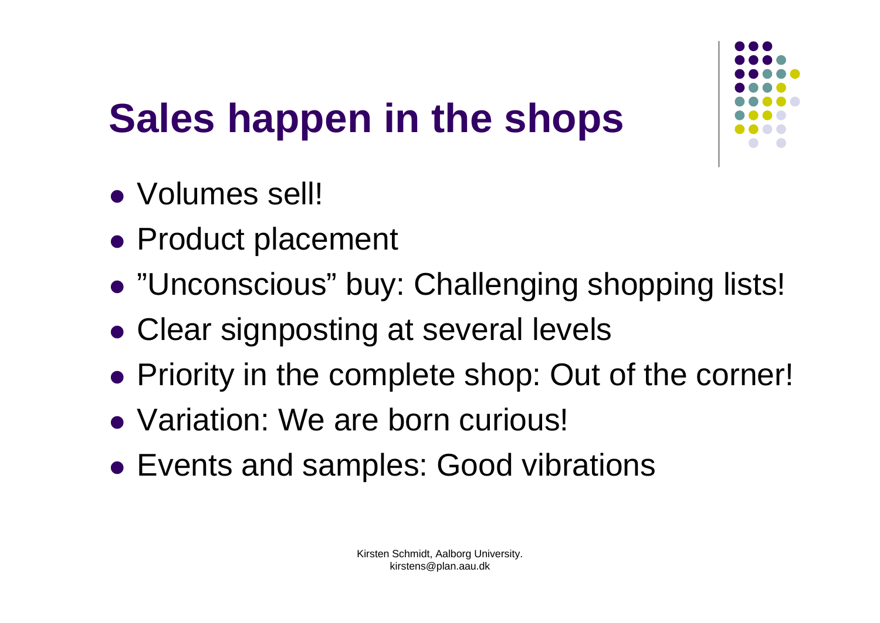# Sales happen in the shops

- Volumes sell!
- Product placement
- ”Unconscious” buy: Challenging shopping lists!
- Clear signposting at several levels
- Priority in the complete shop: Out of the corner!
- Variation: We are born curious!
- Events and samples: Good vibrations

Kirsten Schmidt, Aalborg University.
kirstens@plan.aau.dk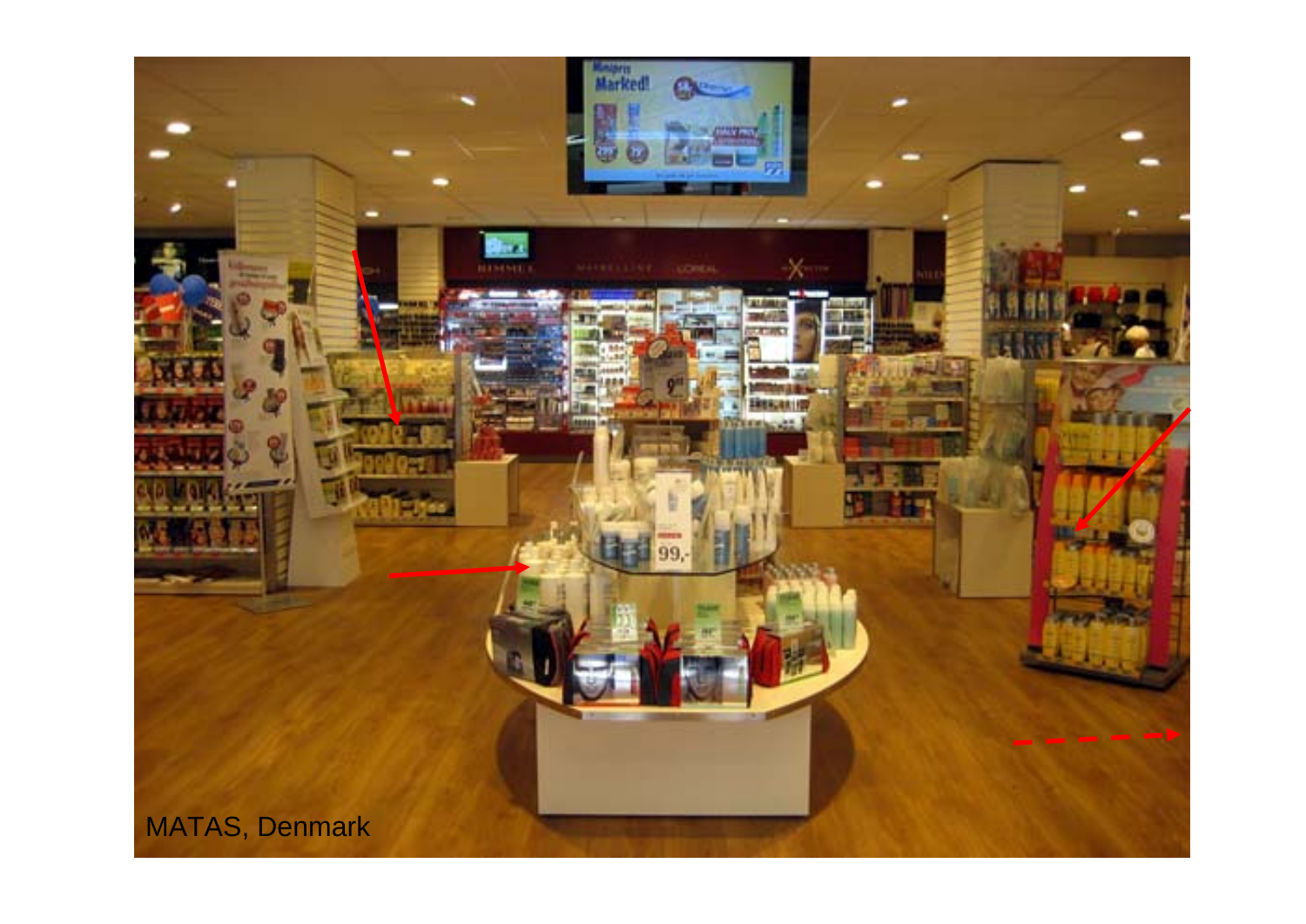MATAS, Denmark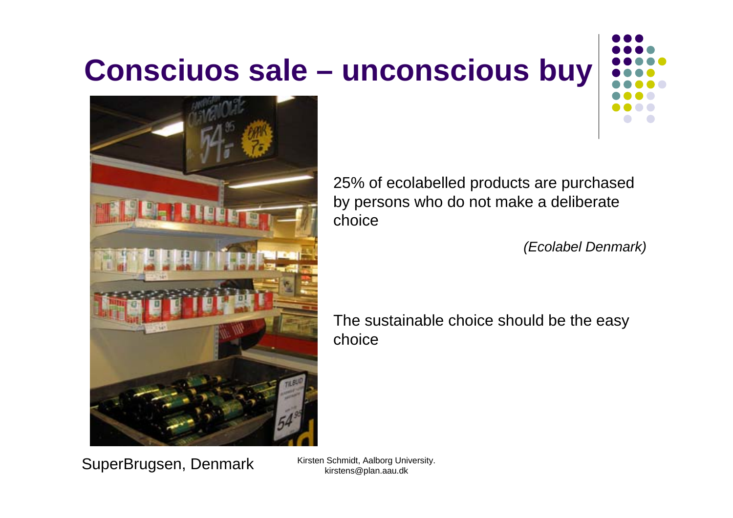# Consciuos sale – unconscious buy

25% of ecolabelled products are purchased by persons who do not make a deliberate choice

*(Ecolabel Denmark)*

The sustainable choice should be the easy choice

SuperBrugsen, Denmark

Kirsten Schmidt, Aalborg University.
kirstens@plan.aau.dk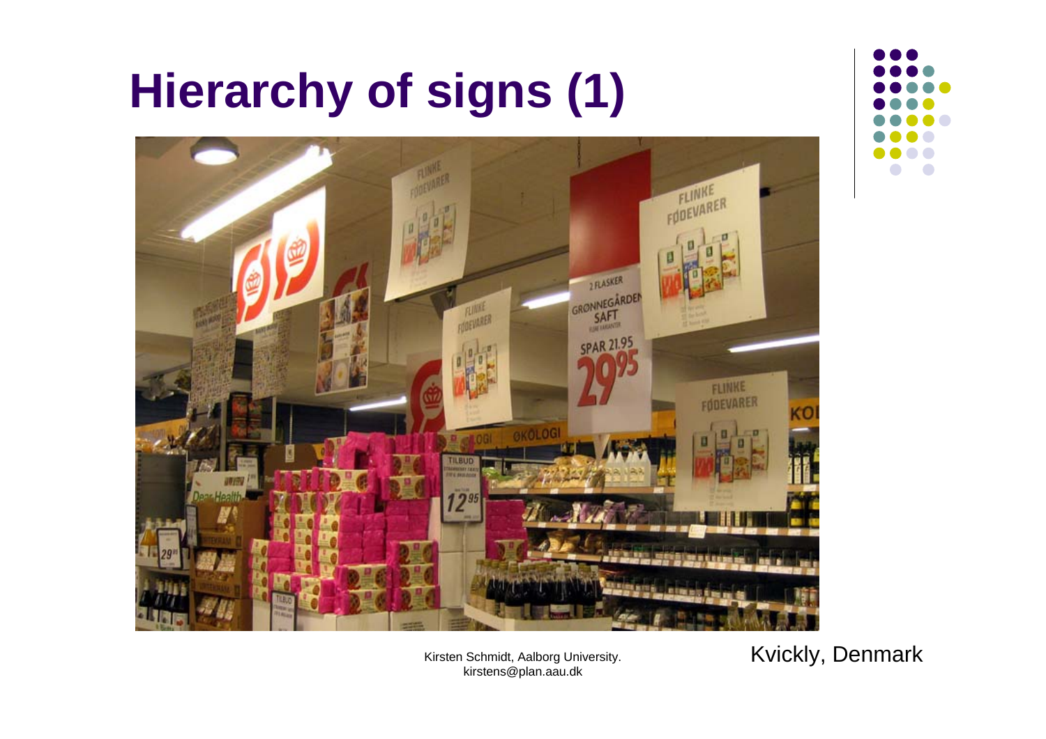# Hierarchy of signs (1)

Kirsten Schmidt, Aalborg University.
kirstens@plan.aau.dk

Kvickly, Denmark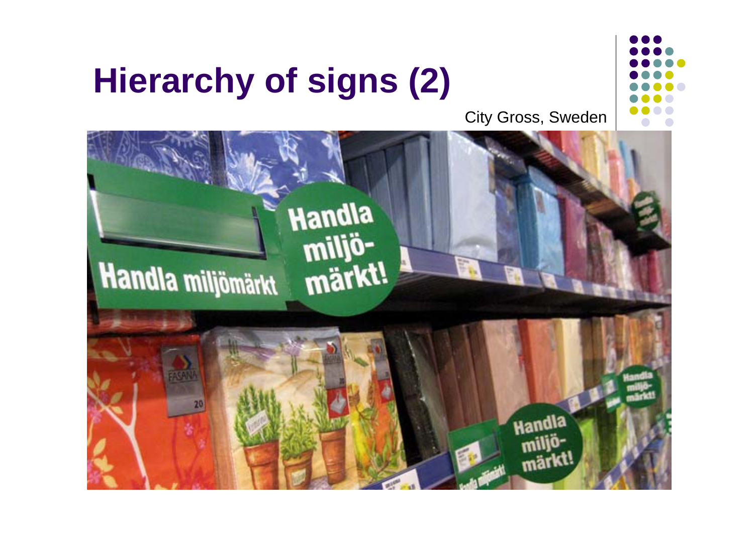# Hierarchy of signs (2)

City Gross, Sweden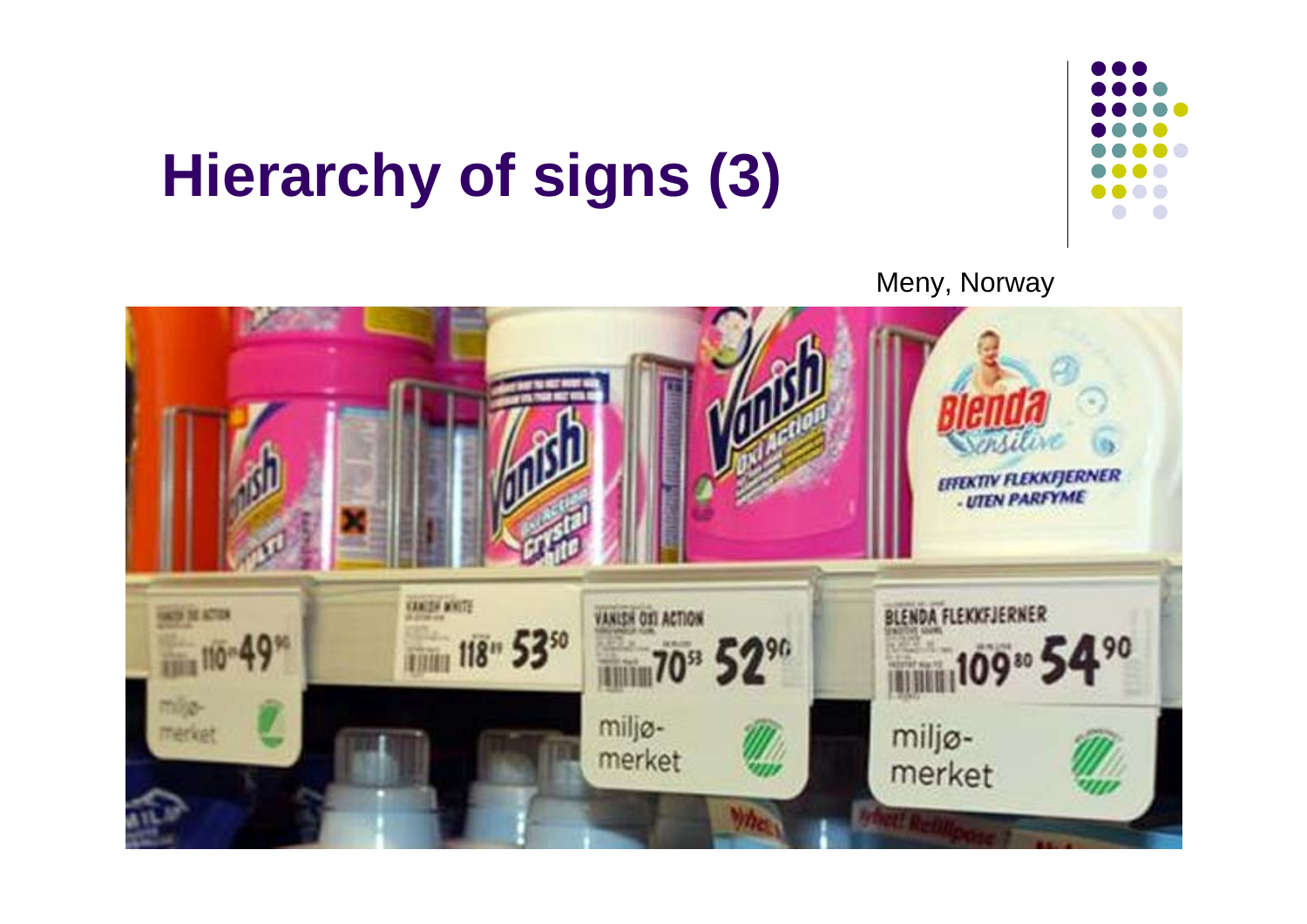# Hierarchy of signs (3)

Meny, Norway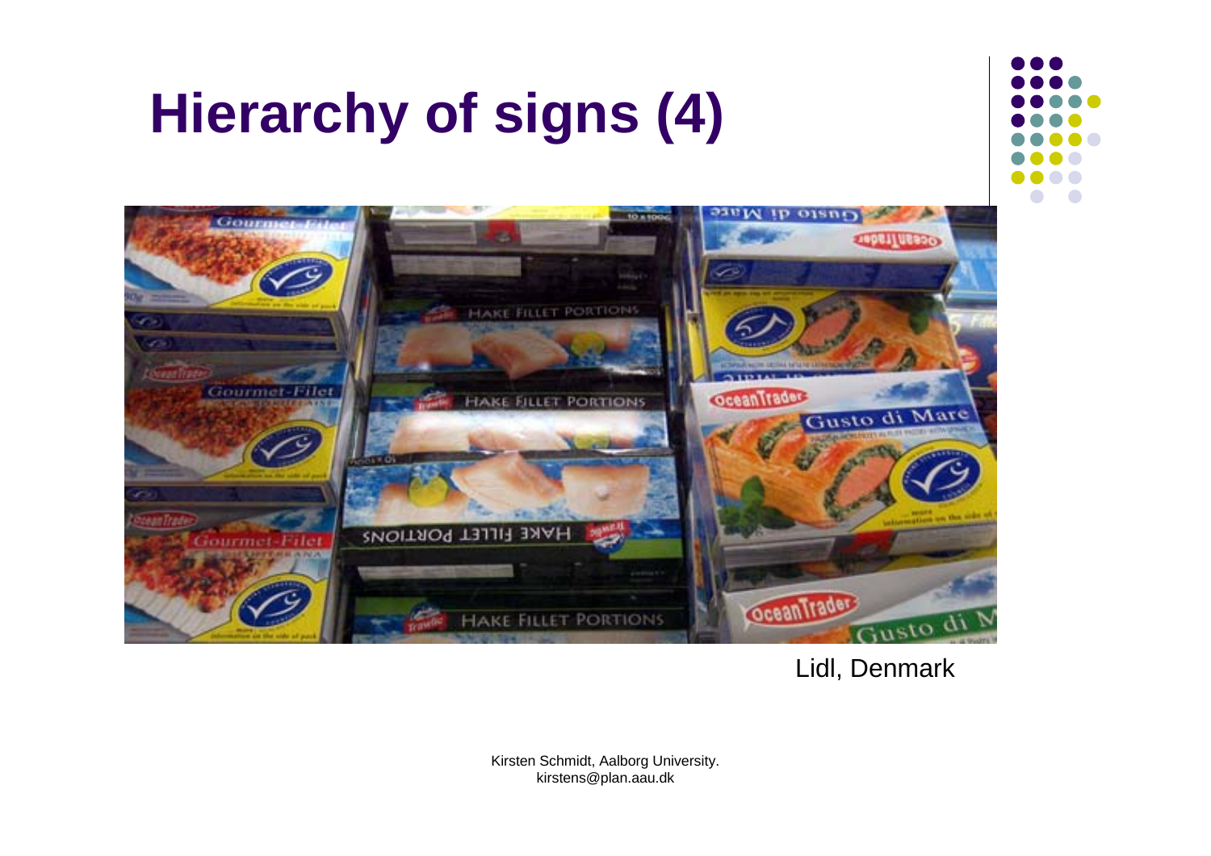# Hierarchy of signs (4)

Lidl, Denmark

Kirsten Schmidt, Aalborg University.
kirstens@plan.aau.dk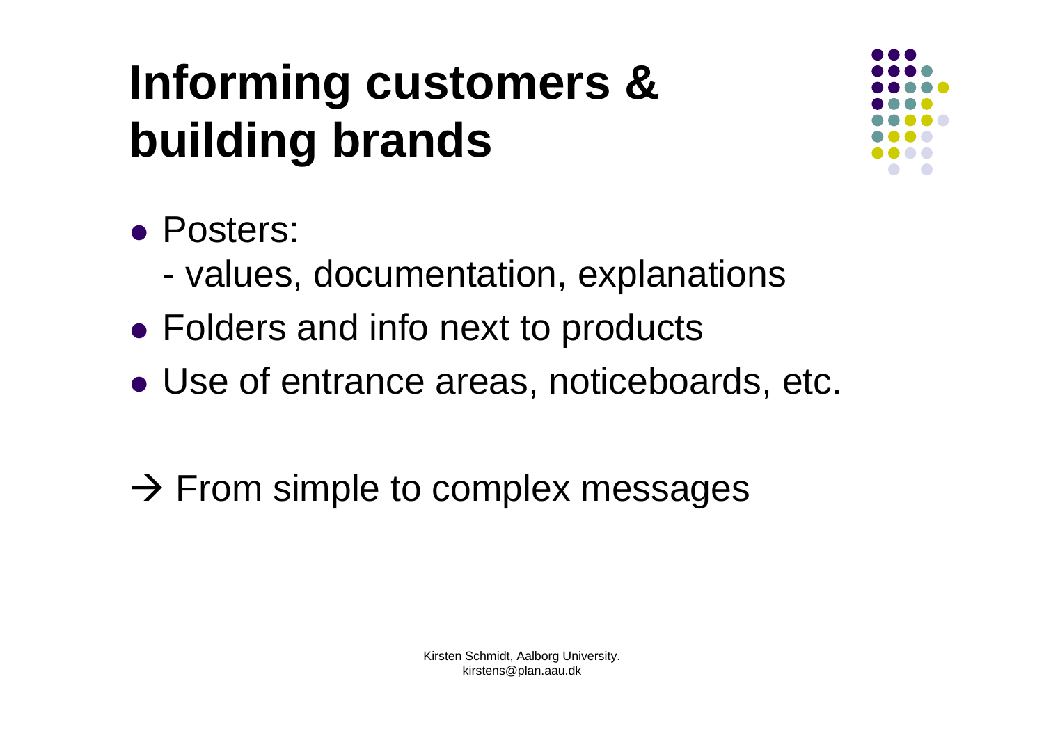# Informing customers & building brands

- Posters:
  - values, documentation, explanations
- Folders and info next to products
- Use of entrance areas, noticeboards, etc.

→ From simple to complex messages

Kirsten Schmidt, Aalborg University.
kirstens@plan.aau.dk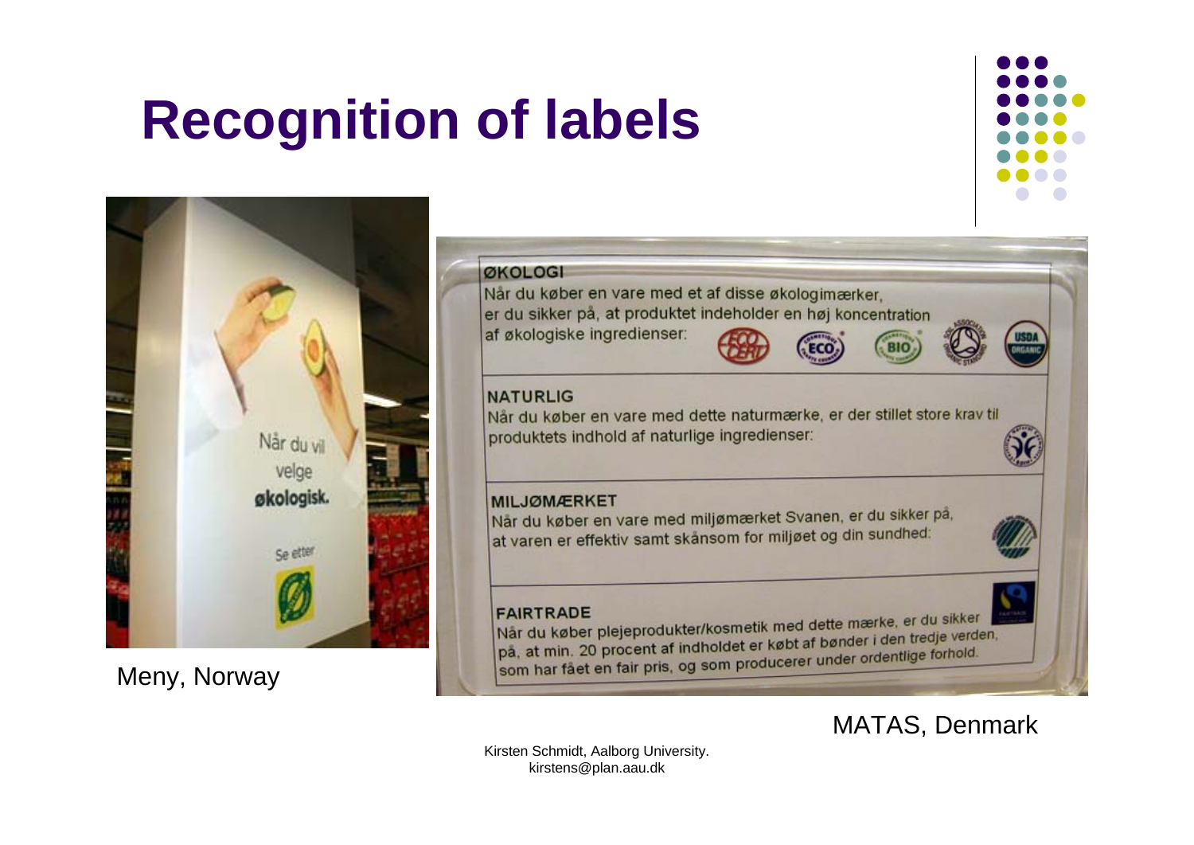# Recognition of labels

Meny, Norway

MATAS, Denmark

Kirsten Schmidt, Aalborg University.
kirstens@plan.aau.dk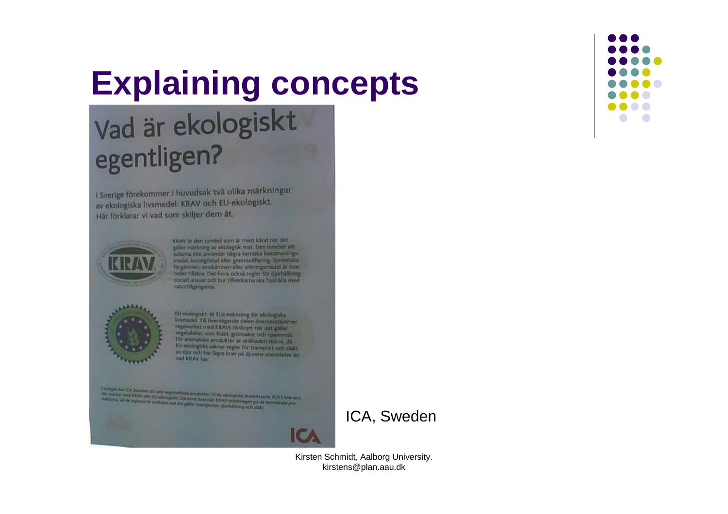# Explaining concepts

Vad är ekologiskt egentligen?

I Sverige förekommer i huvudsak två olika märkningar av ekologiska livsmedel: KRAV och EU-ekologiskt. Här förklarar vi vad som skiljer dem åt.

KRAV är den symbol som är mest känd när det gäller märkning av ekologisk mat. Den innebär att odlarna inte använder några kemiska bekämpningsmedel, konstgödsel eller genmodifiering. Syntetiska färgämnen, smakämnen eller sötningsmedel är inte heller tillåtna. Det finns också regler för djurhållning, socialt ansvar och hur tillverkarna ska hushålla med naturtillgångarna.

EU-ekologiskt är EUs märkning för ekologiska livsmedel. Till övervägande delen överensstämmer regelverket med KRAVs riktlinjer när det gäller vegetabilier, som frukt, grönsaker och spannmål. För animaliska produkter är skillnaden större, då EU-ekologiskt saknar regler för transport och slakt av djur och har lägre krav på djurens utevistelse än vad KRAV har.

ICA, Sweden

Kirsten Schmidt, Aalborg University.
kirstens@plan.aau.dk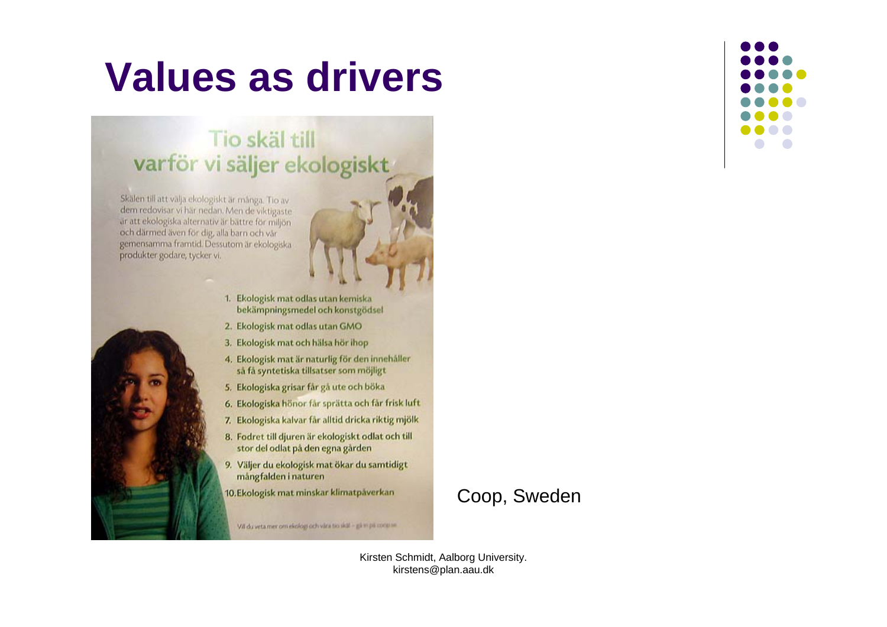# Values as drivers

## Tio skäl till varför vi säljer ekologiskt

Skälen till att välja ekologiskt är många. Tio av dem redovisar vi här nedan. Men de viktigaste är att ekologiska alternativ är bättre för miljön och därmed även för dig, alla barn och vår gemensamma framtid. Dessutom är ekologiska produkter godare, tycker vi.

1. Ekologisk mat odlas utan kemiska bekämpningsmedel och konstgödsel
2. Ekologisk mat odlas utan GMO
3. Ekologisk mat och hälsa hör ihop
4. Ekologisk mat är naturlig för den innehåller så få syntetiska tillsatser som möjligt
5. Ekologiska grisar får gå ute och böka
6. Ekologiska hönor får sprätta och får frisk luft
7. Ekologiska kalvar får alltid dricka riktig mjölk
8. Fodret till djuren är ekologiskt odlat och till stor del odlat på den egna gården
9. Väljer du ekologisk mat ökar du samtidigt mångfalden i naturen
10. Ekologisk mat minskar klimatpåverkan

Vill du veta mer om ekologi och våra tio skäl – gå in på coop.se

Coop, Sweden

Kirsten Schmidt, Aalborg University.
kirstens@plan.aau.dk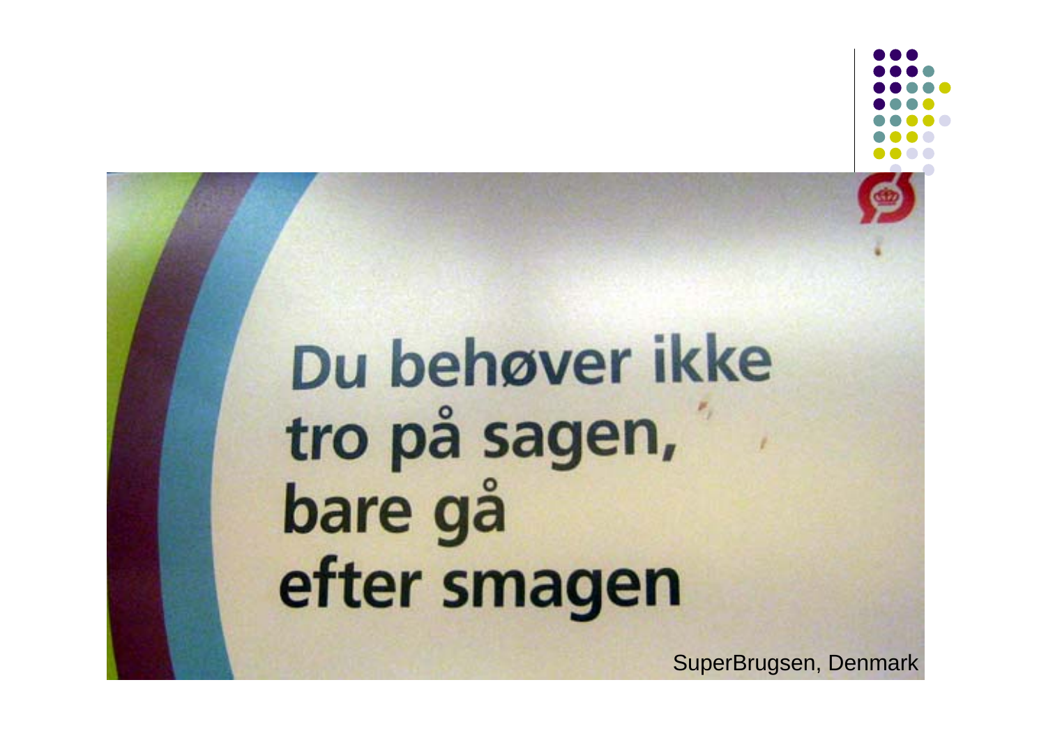Du behøver ikke
tro på sagen,
bare gå
efter smagen

SuperBrugsen, Denmark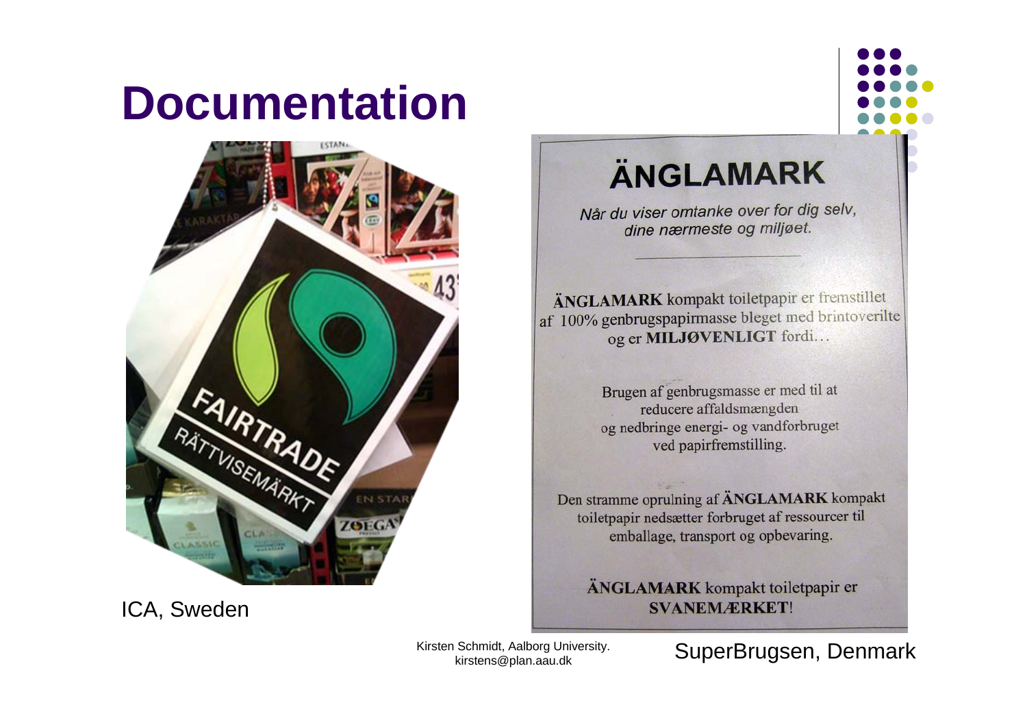# Documentation

ICA, Sweden

ÄNGLAMARK

*Når du viser omtanke over for dig selv, dine nærmeste og miljøet.*

**ÄNGLAMARK** kompakt toiletpapir er fremstillet af 100% genbrugspapirmasse bleget med brintoverilte og er **MILJØVENLIGT** fordi…

Brugen af genbrugsmasse er med til at reducere affaldsmængden og nedbringe energi- og vandforbruget ved papirfremstilling.

Den stramme oprulning af **ÄNGLAMARK** kompakt toiletpapir nedsætter forbruget af ressourcer til emballage, transport og opbevaring.

**ÄNGLAMARK** kompakt toiletpapir er **SVANEMÆRKET**!

SuperBrugsen, Denmark

Kirsten Schmidt, Aalborg University. kirstens@plan.aau.dk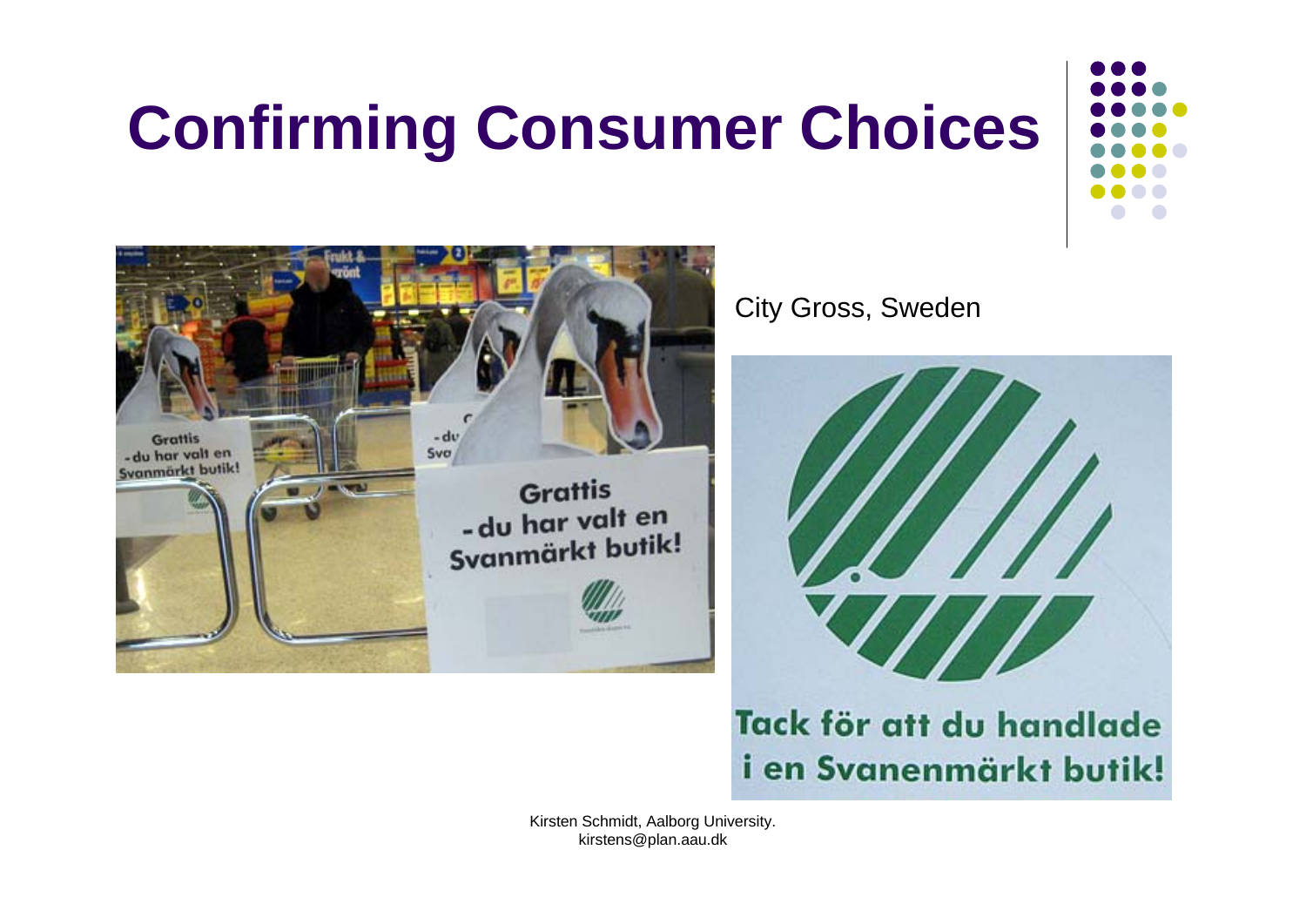# Confirming Consumer Choices

City Gross, Sweden

Kirsten Schmidt, Aalborg University.
kirstens@plan.aau.dk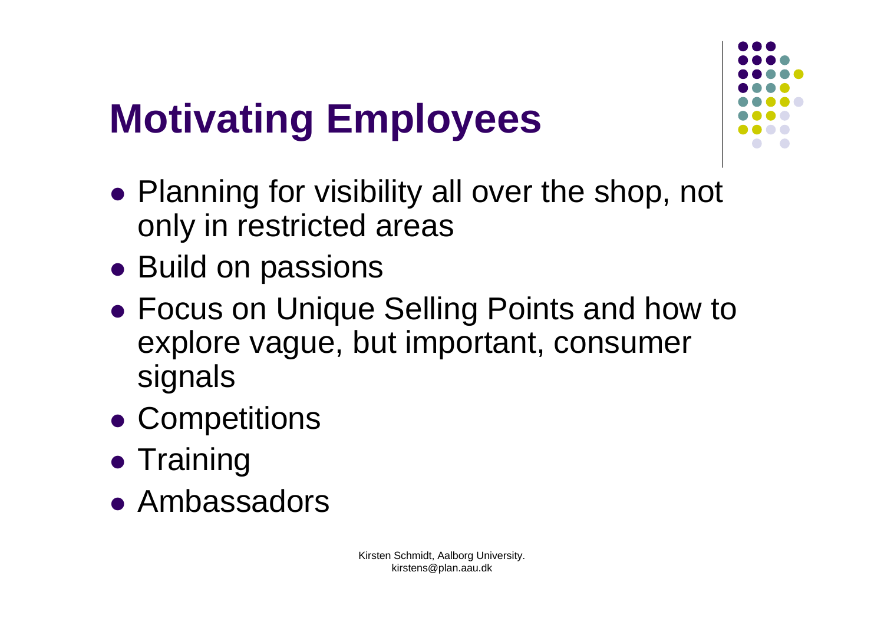# Motivating Employees

- Planning for visibility all over the shop, not only in restricted areas
- Build on passions
- Focus on Unique Selling Points and how to explore vague, but important, consumer signals
- Competitions
- Training
- Ambassadors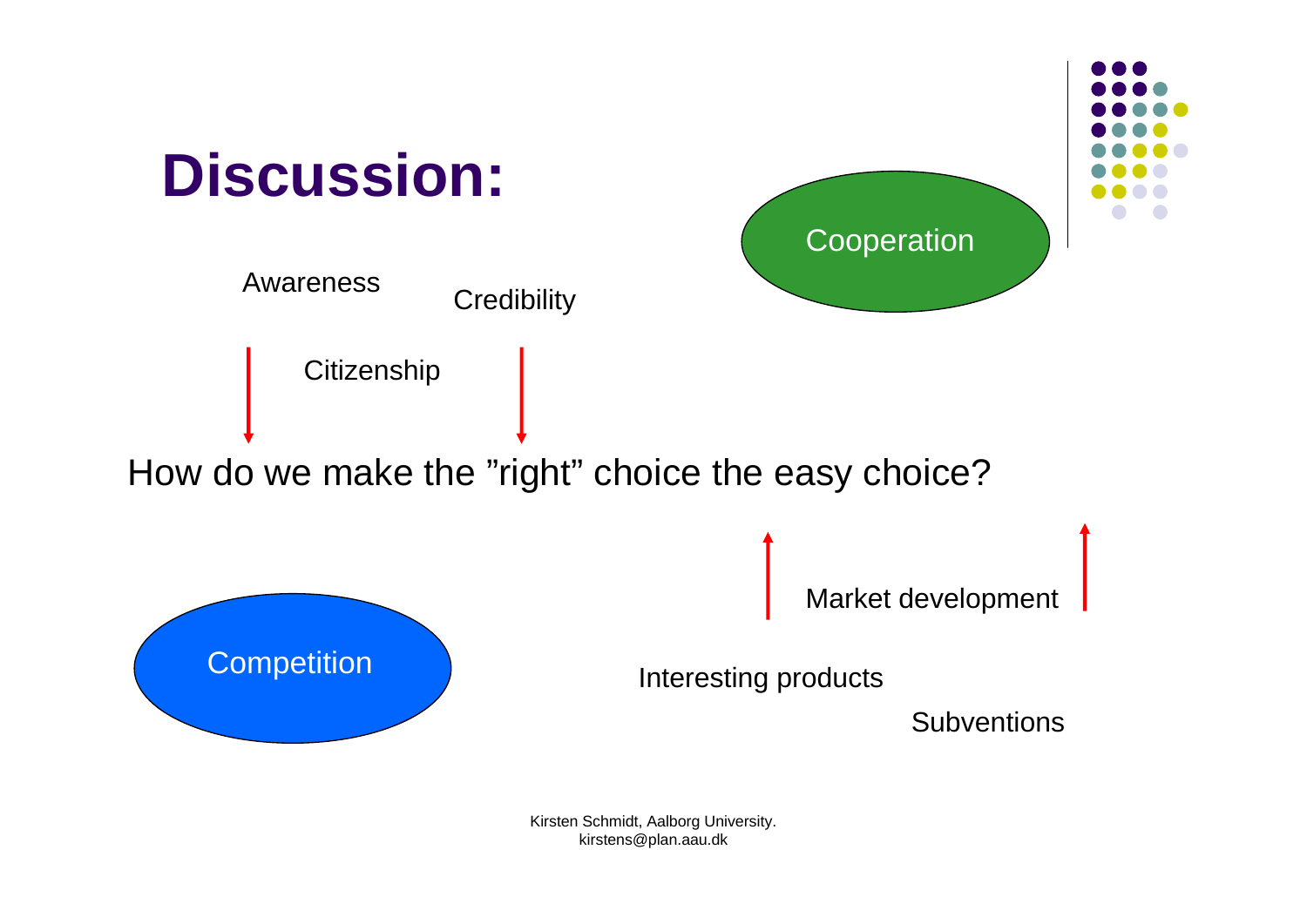# Discussion:

Awareness

Credibility

Citizenship

Cooperation

How do we make the "right" choice the easy choice?

Market development

Competition

Interesting products

Subventions

Kirsten Schmidt, Aalborg University.
kirstens@plan.aau.dk